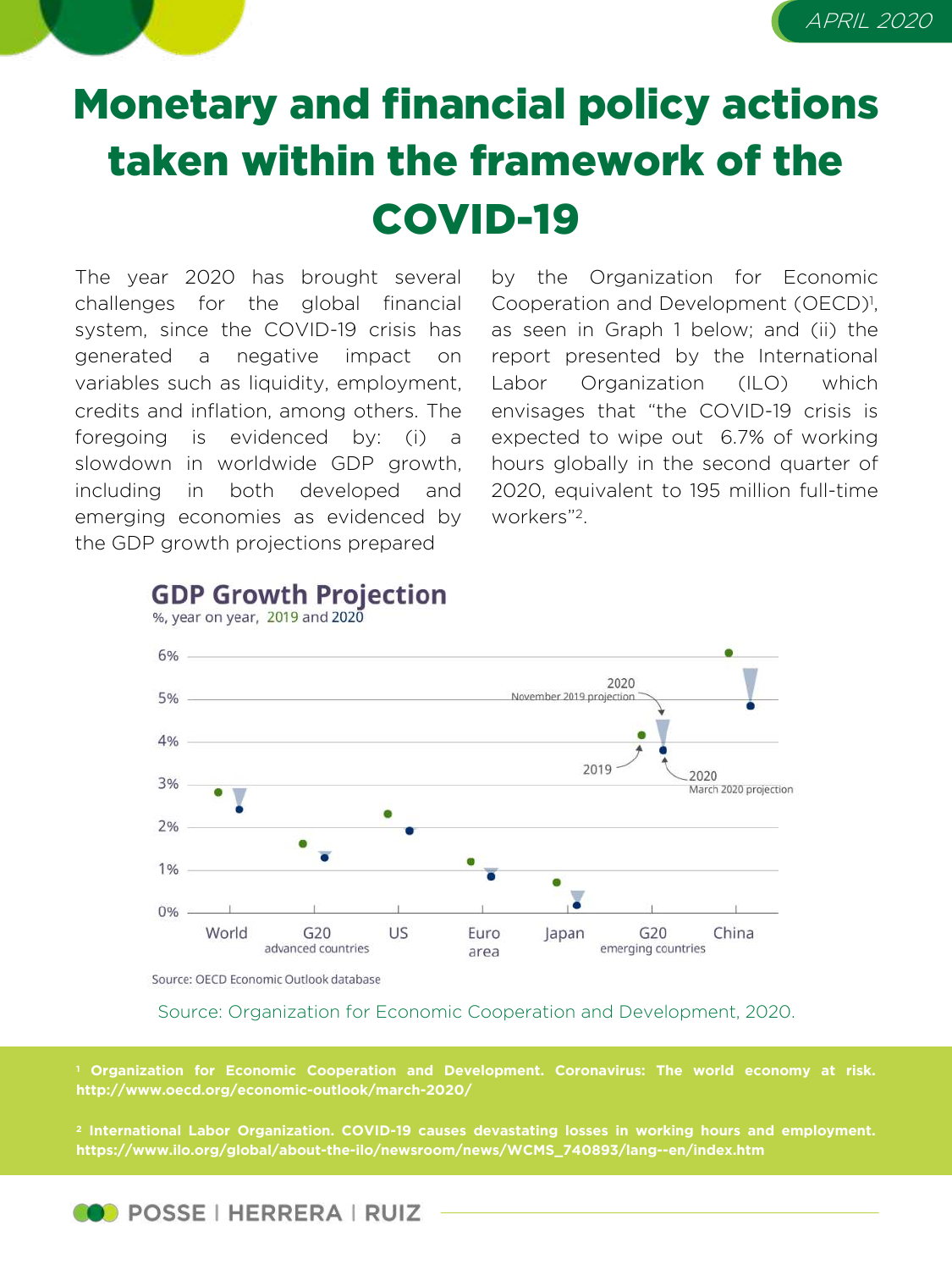# Monetary and financial policy actions taken within the framework of the COVID-19

The year 2020 has brought several challenges for the global financial system, since the COVID-19 crisis has generated a negative impact on variables such as liquidity, employment, credits and inflation, among others. The foregoing is evidenced by: (i) a slowdown in worldwide GDP growth, including in both developed and emerging economies as evidenced by the GDP growth projections prepared by the Organization for Economic Cooperation and Development (OECD)[1], as seen in Graph 1 below; and (ii) the report presented by the International Labor Organization (ILO) which envisages that "the COVID-19 crisis is expected to wipe out 6.7% of working hours globally in the second quarter of 2020, equivalent to 195 million full-time workers"[2].

**GDP Growth Projection**

%, year on year, 2019 and 2020

Source: OECD Economic Outlook database

Source: Organization for Economic Cooperation and Development, 2020.

[1] Organization for Economic Cooperation and Development. Coronavirus: The world economy at risk. http://www.oecd.org/economic-outlook/march-2020/

[2] International Labor Organization. COVID-19 causes devastating losses in working hours and employment. https://www.ilo.org/global/about-the-ilo/newsroom/news/WCMS_740893/lang--en/index.htm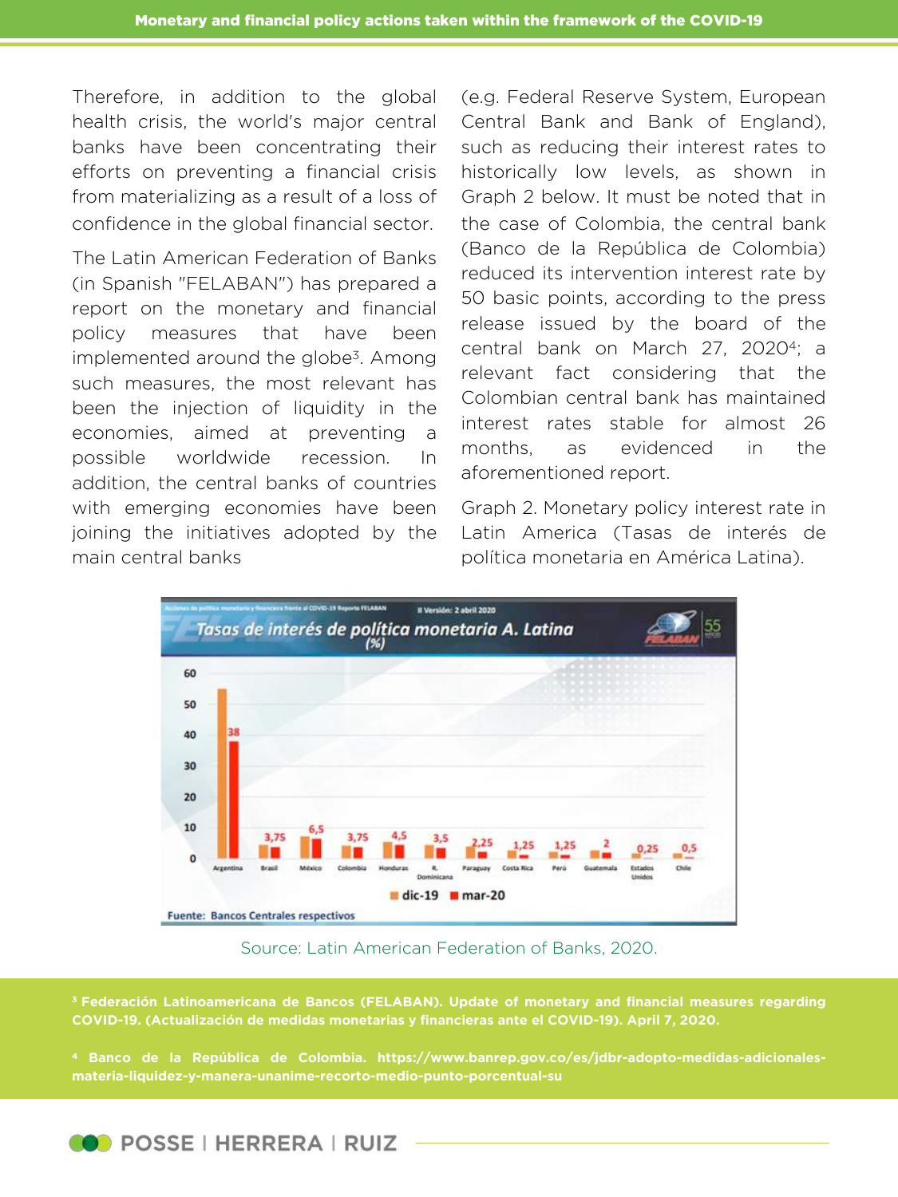Therefore, in addition to the global health crisis, the world's major central banks have been concentrating their efforts on preventing a financial crisis from materializing as a result of a loss of confidence in the global financial sector.

The Latin American Federation of Banks (in Spanish "FELABAN") has prepared a report on the monetary and financial policy measures that have been implemented around the globe[3]. Among such measures, the most relevant has been the injection of liquidity in the economies, aimed at preventing a possible worldwide recession. In addition, the central banks of countries with emerging economies have been joining the initiatives adopted by the main central banks (e.g. Federal Reserve System, European Central Bank and Bank of England), such as reducing their interest rates to historically low levels, as shown in Graph 2 below. It must be noted that in the case of Colombia, the central bank (Banco de la República de Colombia) reduced its intervention interest rate by 50 basic points, according to the press release issued by the board of the central bank on March 27, 2020[4]; a relevant fact considering that the Colombian central bank has maintained interest rates stable for almost 26 months, as evidenced in the aforementioned report.

Graph 2. Monetary policy interest rate in Latin America (Tasas de interés de política monetaria en América Latina).

Source: Latin American Federation of Banks, 2020.

[3] Federación Latinoamericana de Bancos (FELABAN). Update of monetary and financial measures regarding COVID-19. (Actualización de medidas monetarias y financieras ante el COVID-19). April 7, 2020.

[4] Banco de la República de Colombia. https://www.banrep.gov.co/es/jdbr-adopto-medidas-adicionales-materia-liquidez-y-manera-unanime-recorto-medio-punto-porcentual-su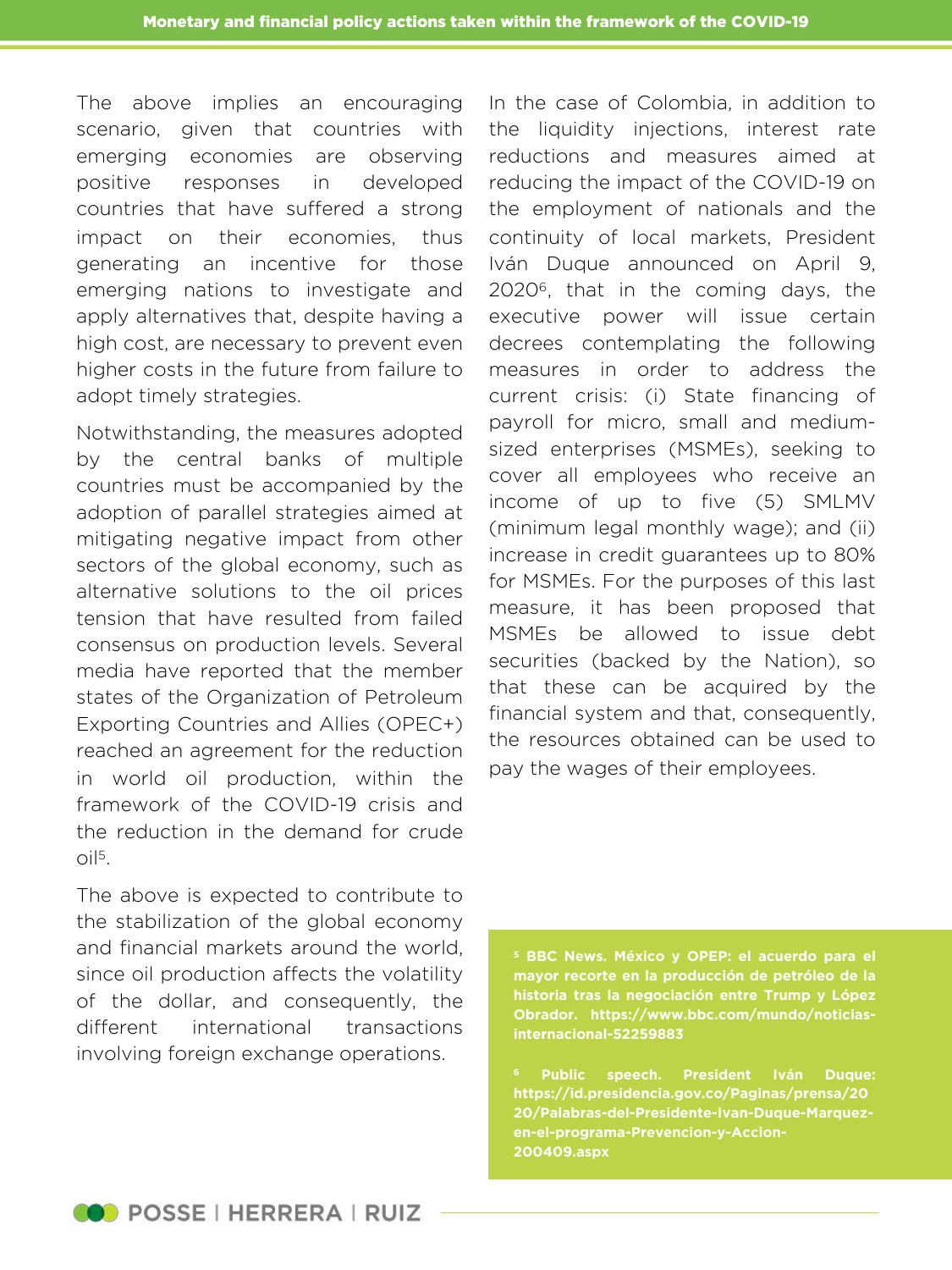The above implies an encouraging scenario, given that countries with emerging economies are observing positive responses in developed countries that have suffered a strong impact on their economies, thus generating an incentive for those emerging nations to investigate and apply alternatives that, despite having a high cost, are necessary to prevent even higher costs in the future from failure to adopt timely strategies.

Notwithstanding, the measures adopted by the central banks of multiple countries must be accompanied by the adoption of parallel strategies aimed at mitigating negative impact from other sectors of the global economy, such as alternative solutions to the oil prices tension that have resulted from failed consensus on production levels. Several media have reported that the member states of the Organization of Petroleum Exporting Countries and Allies (OPEC+) reached an agreement for the reduction in world oil production, within the framework of the COVID-19 crisis and the reduction in the demand for crude oil[5].

The above is expected to contribute to the stabilization of the global economy and financial markets around the world, since oil production affects the volatility of the dollar, and consequently, the different international transactions involving foreign exchange operations.

In the case of Colombia, in addition to the liquidity injections, interest rate reductions and measures aimed at reducing the impact of the COVID-19 on the employment of nationals and the continuity of local markets, President Iván Duque announced on April 9, 2020[6], that in the coming days, the executive power will issue certain decrees contemplating the following measures in order to address the current crisis: (i) State financing of payroll for micro, small and medium-sized enterprises (MSMEs), seeking to cover all employees who receive an income of up to five (5) SMLMV (minimum legal monthly wage); and (ii) increase in credit guarantees up to 80% for MSMEs. For the purposes of this last measure, it has been proposed that MSMEs be allowed to issue debt securities (backed by the Nation), so that these can be acquired by the financial system and that, consequently, the resources obtained can be used to pay the wages of their employees.

**[5] BBC News. México y OPEP: el acuerdo para el mayor recorte en la producción de petróleo de la historia tras la negociación entre Trump y López Obrador. https://www.bbc.com/mundo/noticias-internacional-52259883**

**[6] Public speech. President Iván Duque: https://id.presidencia.gov.co/Paginas/prensa/2020/Palabras-del-Presidente-Ivan-Duque-Marquez-en-el-programa-Prevencion-y-Accion-200409.aspx**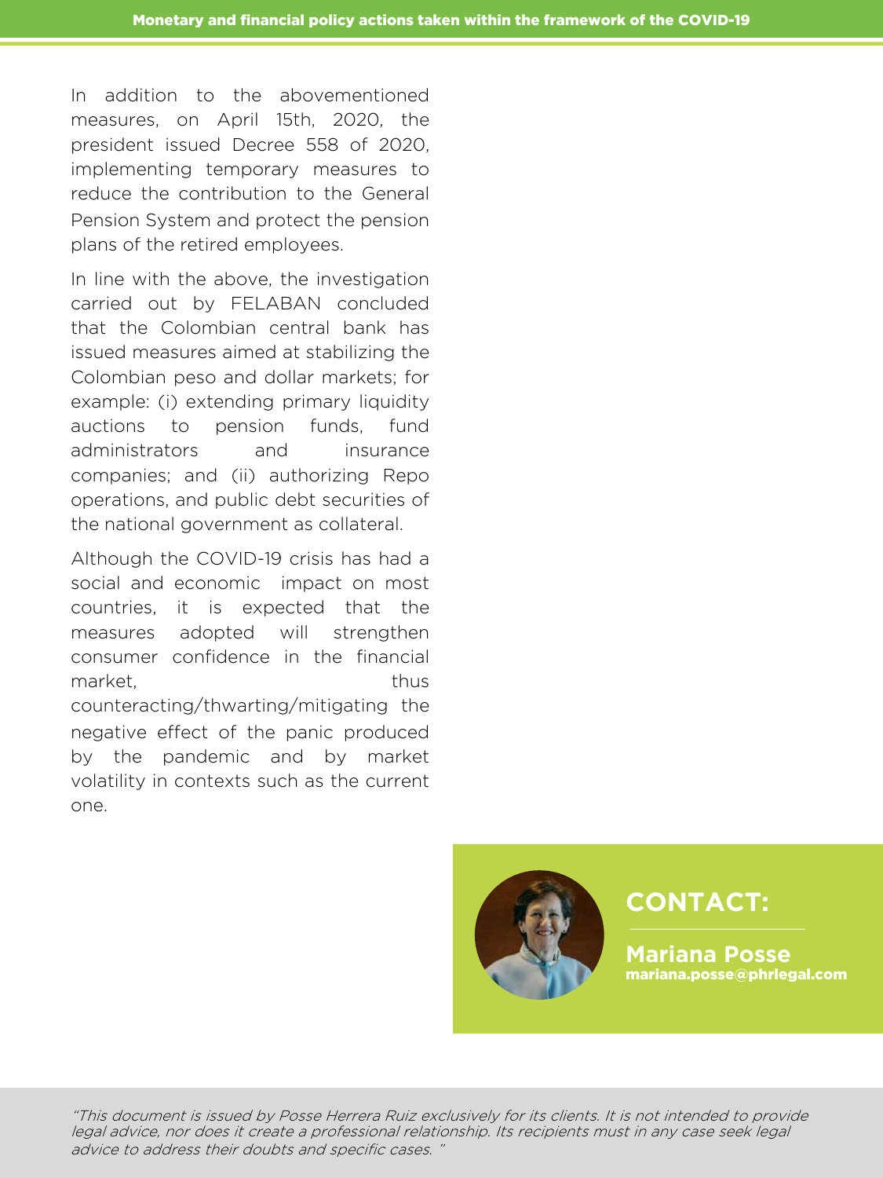In addition to the abovementioned measures, on April 15th, 2020, the president issued Decree 558 of 2020, implementing temporary measures to reduce the contribution to the General Pension System and protect the pension plans of the retired employees.

In line with the above, the investigation carried out by FELABAN concluded that the Colombian central bank has issued measures aimed at stabilizing the Colombian peso and dollar markets; for example: (i) extending primary liquidity auctions to pension funds, fund administrators and insurance companies; and (ii) authorizing Repo operations, and public debt securities of the national government as collateral.

Although the COVID-19 crisis has had a social and economic impact on most countries, it is expected that the measures adopted will strengthen consumer confidence in the financial market, thus counteracting/thwarting/mitigating the negative effect of the panic produced by the pandemic and by market volatility in contexts such as the current one.

## CONTACT:

**Mariana Posse**
**mariana.posse@phrlegal.com**

*"This document is issued by Posse Herrera Ruiz exclusively for its clients. It is not intended to provide legal advice, nor does it create a professional relationship. Its recipients must in any case seek legal advice to address their doubts and specific cases. "*